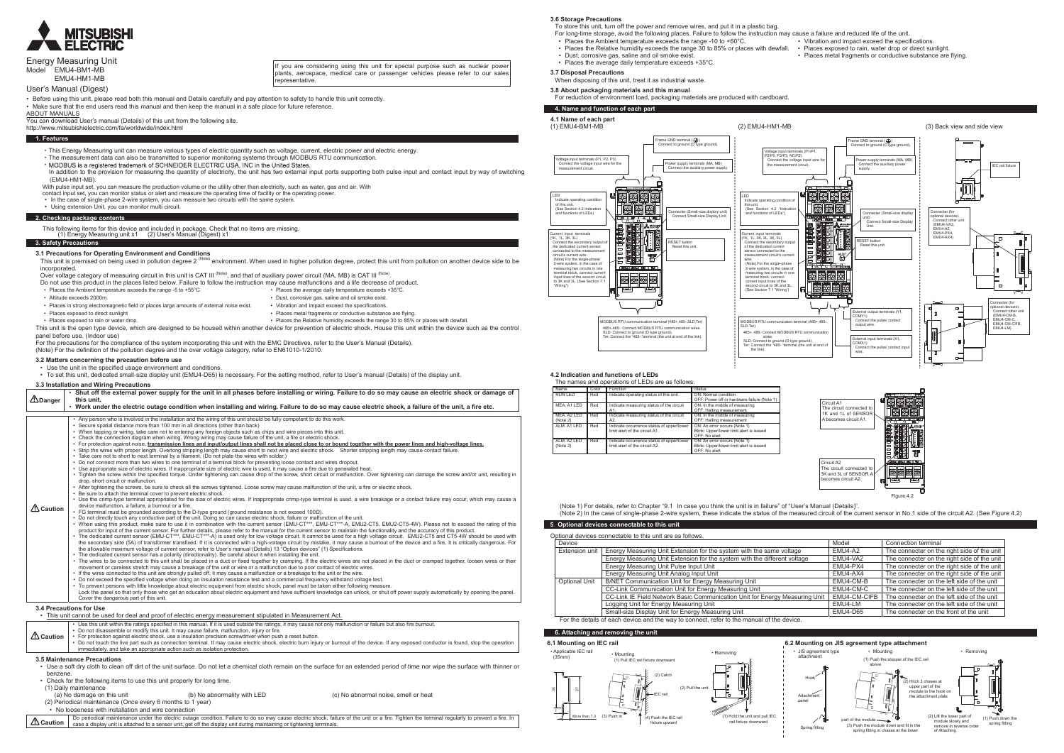# MITSUBISHI ELECTRIC

Energy Measuring Unit
Model EMU4-BM1-MB
EMU4-HM1-MB

If you are considering using this unit for special purpose such as nuclear power plants, aerospace, medical care or passenger vehicles please refer to our sales representative.

User's Manual (Digest)

- Before using this unit, please read both this manual and Details carefully and pay attention to safety to handle this unit correctly.
- Make sure that the end users read this manual and then keep the manual in a safe place for future reference.

ABOUT MANUALS
You can download User's manual (Details) of this unit from the following site.
http://www.mitsubishielectric.com/fa/worldwide/index.html

## 1. Features

- This Energy Measuring unit can measure various types of electric quantity such as voltage, current, electric power and electric energy.
- The measurement data can also be transmitted to superior monitoring systems through MODBUS RTU communication.
- MODBUS is a registered trademark of SCHNEIDER ELECTRIC USA, INC in the United States.
  In addition to the provision for measuring the quantity of electricity, the unit has two external input ports supporting both pulse input and contact input by way of switching (EMU4-HM1-MB).

With pulse input set, you can measure the production volume or the utility other than electricity, such as water, gas and air. With contact input set, you can monitor status or alert and measure the operating time of facility or the operating power.

- In the case of single-phase 2-wire system, you can measure two circuits with the same system.
- Using extension Unit, you can monitor multi circuit.

## 2. Checking package contents

This following items for this device and included in package. Check that no items are missing.
(1) Energy Measuring unit x1 (2) User's Manual (Digest) x1

## 3. Safety Precautions

### 3.1 Precautions for Operating Environment and Conditions

This unit is premised on being used in pollution degree 2 (Note) environment. When used in higher pollution degree, protect this unit from pollution on another device side to be incorporated.
Over voltage category of measuring circuit in this unit is CAT III (Note), and that of auxiliary power circuit (MA, MB) is CAT III (Note).
Do not use this product in the places listed below. Failure to follow the instruction may cause malfunctions and a life decrease of product.

- Places the Ambient temperature exceeds the range -5 to +55°C.
- Altitude exceeds 2000m.
- Places in strong electromagnetic field or places large amounts of external noise exist.
- Places exposed to direct sunlight
- Places exposed to rain or water drop.
- Places the average daily temperature exceeds +35°C.
- Dust, corrosive gas, saline and oil smoke exist.
- Vibration and impact exceed the specifications.
- Places metal fragments or conductive substance are flying.
- Places the Relative humidity exceeds the range 30 to 85% or places with dewfall.

This unit is the open type device, which are designed to be housed within another device for prevention of electric shock. House this unit within the device such as the control panel before use. (Indoor use)
For the precautions for the compliance of the system incorporating this unit with the EMC Directives, refer to the User's Manual (Details).
(Note) For the definition of the pollution degree and the over voltage category, refer to EN61010-1/2010.

### 3.2 Matters concerning the precaution before use

- Use the unit in the specified usage environment and conditions.
- To set this unit, dedicated small-size display unit (EMU4-D65) is necessary. For the setting method, refer to User's manual (Details) of the display unit.

### 3.3 Installation and Wiring Precautions

| | |
|---|---|
| **Danger** | • **Shut off the external power supply for the unit in all phases before installing or wiring. Failure to do so may cause an electric shock or damage of this unit.**<br>• **Work under the electric outage condition when installing and wiring. Failure to do so may cause electric shock, a failure of the unit, a fire etc.** |
| **Caution** | • Any person who is involved in the installation and the wiring of this unit should be fully competent to do this work.<br>• Secure spatial distance more than 100 mm in all directions (other than back)<br>• When tapping or wiring, take care not to entering any foreign objects such as chips and wire pieces into this unit.<br>• Check the connection diagram when wiring. Wrong wiring may cause failure of the unit, a fire or electric shock.<br>• For protection against noise, **transmission lines and input/output lines shall not be placed close to or bound together with the power lines and high-voltage lines.**<br>• Strip the wires with proper length. Overlong stripping length may cause short to next wire and electric shock. Shorter stripping length may cause contact failure.<br>• Take care not to short to next terminal by a filament. (Do not plate the wires with solder.)<br>• Do not connect more than two wires to one terminal of a terminal block for preventing loose contact and wires dropout.<br>• Use appropriate size of electric wires. If inappropriate size of electric wire is used, it may cause a fire due to generated heat.<br>• Tighten the screw within the specified torque. Under tightening can cause drop of the screw, short circuit or malfunction. Over tightening can damage the screw and/or unit, resulting in drop, short circuit or malfunction.<br>• After tightening the screws, be sure to check all the screws tightened. Loose screw may cause malfunction of the unit, a fire or electric shock.<br>• Be sure to attach the terminal cover to prevent electric shock.<br>• Use the crimp-type terminal appropriated for the size of electric wires. If inappropriate crimp-type terminal is used, a wire breakage or a contact failure may occur, which may cause a device malfunction, a failure, a burnout or a fire.<br>• FG terminal must be grounded according to the D-type ground (ground resistance is not exceed 100Ω).<br>• Do not directly touch any conductive part of the unit. Doing so can cause electric shock, failure or malfunction of the unit.<br>• When using this product, make sure to use it in combination with the current sensor (EMU-CT***, EMU-CT***-A, EMU2-CT5, EMU2-CT5-4W). Please not to exceed the rating of this product for input of the current sensor. For further details, please refer to the manual for the current sensor to maintain the functionality and the accuracy of this product.<br>• The dedicated current sensor (EMU-CT***, EMU-CT***-A) is used only for low voltage circuit. It cannot be used for a high voltage circuit. EMU2-CT5 and CT5-4W should be used with the secondary side (5A) of transformer transfixed. If it is connected with a high-voltage circuit by mistake, it may cause a burnout of the device and a fire. It is critically dangerous. For the allowable maximum voltage of current sensor, refer to User's manual (Details) 13 "Option devices" (1) Specifications.<br>• The dedicated current sensor has a polarity (directionality). Be careful about it when installing the unit.<br>• The wires to be connected to this unit shall be placed in a duct or fixed together by cramping. If the electric wires are not placed in the duct or cramped together, loosen wires or their movement or careless stretch may cause a breakage of the unit or wire or a malfunction due to poor contact of electric wires.<br>• If the wires connected to this unit are strongly pulled off, it may cause a malfunction or a breakage to the unit or the wire.<br>• Do not exceed the specified voltage when doing an insulation resistance test and a commercial frequency withstand voltage test.<br>• To prevent persons with little knowledge about electric equipment from electric shock, panel must be taken either following measure.<br>Lock the panel so that only those who get an education about electric equipment and have sufficient knowledge can unlock, or shut off power supply automatically by opening the panel.<br>Cover the dangerous part of this unit. |

### 3.4 Precautions for Use

- This unit cannot be used for deal and proof of electric energy measurement stipulated in Measurement Act.

| | |
|---|---|
| **Caution** | • Use this unit within the ratings specified in this manual. If it is used outside the ratings, it may cause not only malfunction or failure but also fire burnout.<br>• Do not disassemble or modify this unit. It may cause failure, malfunction, injury or fire.<br>• For protection against electric shock, use a insulation precision screwdriver when push a reset button.<br>• Do not touch the live part such as connection terminal. It may cause electric shock, electric burn injury or burnout of the device. If any exposed conductor is found, stop the operation immediately, and take an appropriate action such as isolation protection. |

### 3.5 Maintenance Precautions

- Use a soft dry cloth to clean off dirt of the unit surface. Do not let a chemical cloth remain on the surface for an extended period of time nor wipe the surface with thinner or benzene.
- Check for the following items to use this unit properly for long time.
  (1) Daily maintenance
  (a) No damage on this unit (b) No abnormality with LED (c) No abnormal noise, smell or heat
  (2) Periodical maintenance (Once every 6 months to 1 year)
  - No looseness with installation and wire connection

| | |
|---|---|
| **Caution** | Do periodical maintenance under the electric outage condition. Failure to do so may cause electric shock, failure of the unit or a fire. Tighten the terminal regularly to prevent a fire. In case a display unit is attached to a sensor unit, get off the display unit during maintaining or tightening terminals. |

### 3.6 Storage Precautions

To store this unit, turn off the power and remove wires, and put it in a plastic bag.
For long-time storage, avoid the following places. Failure to follow the instruction may cause a failure and reduced life of the unit.

- Places the Ambient temperature exceeds the range -10 to +60°C.
- Places the Relative humidity exceeds the range 30 to 85% or places with dewfall.
- Dust, corrosive gas, saline and oil smoke exist.
- Places the average daily temperature exceeds +35°C.
- Vibration and impact exceed the specifications.
- Places exposed to rain, water drop or direct sunlight.
- Places metal fragments or conductive substance are flying.

### 3.7 Disposal Precautions

When disposing of this unit, treat it as industrial waste.

### 3.8 About packaging materials and this manual

For reduction of environment load, packaging materials are produced with cardboard.

## 4. Name and function of each part

### 4.1 Name of each part

(1) EMU4-BM1-MB

- Frame GND terminal: Connect to ground (D type ground).
- Voltage input terminals (P1, P2, P3): Connect the voltage input wire for the measurement circuit.
- Power supply terminals (MA, MB): Connect the auxiliary power supply.
- LED: Indicate operating condition of this unit. (See Section 4.2 Indication and functions of LEDs)
- Connecter (Small-size display unit): Connect Small-size Display Unit.
- Current input terminals (1K, 1L, 3K, 3L): Connect the secondary output of the dedicated current sensor connected to the measurement circuit's current wire. (Note) For the single-phase 2-wire system, in the case of measuring two circuits in one terminal block, connect current input lines of the second circuit to 3K and 3L. (See Section 7.1 "Wiring")
- RESET button: Reset this unit.
- MODBUS RTU communication terminal (485+,485-,SLD,Ter): 485+,485-: Connect MODBUS RTU communication wires. SLD: Connect to ground (D type ground). Ter: Connect the "485-" terminal (the unit at end of the link).

(2) EMU4-HM1-MB

- Frame GND terminal: Connect to ground (D type ground).
- Voltage input terminals (P1/P1, P2/P2, P3/P3, NC/P2): Connect the voltage input wire for the measurement circuit.
- Power supply terminals (MA, MB): Connect the auxiliary power supply.
- LED: Indicate operating condition of this unit. (See Section 4.2 "Indication and functions of LEDs")
- Connecter (Small-size display unit): Connect Small-size Display Unit.
- Current input terminals (1K, 1L, 2K, 2L, 3K, 3L): Connect the secondary output of the dedicated current sensor connected to the measurement circuit's current wire. (Note) For the single-phase 2-wire system, in the case of measuring two circuits in one terminal block, connect current input lines of the second circuit to 3K and 3L. (See Section 7.1 "Wiring")
- RESET button: Reset this unit.
- External output terminals (Y1, COMY1): Connect the pulses' contact output wire.
- External input terminals (X1, COMX1): Connect the pulses' contact input wire.
- MODBUS RTU communication terminal (485+,485-,SLD,Ter): 485+, 485-: Connect MODBUS RTU communication wires. SLD: Connect to ground (D type ground). Ter: Connect the "485-" terminal (the unit at end of the link).

(3) Back view and side view

- IEC rail fixture
- Connector (for optional devices): Connect other unit (EMU4-VA2, EMU4-A2, EMU4-PX4, EMU4-AX4)
- Connector (for optional devices): Connect other unit (EMU4-CM-B, EMU4-CM-C, EMU4-CM-CIFB, EMU4-LM)

### 4.2 Indication and functions of LEDs

The names and operations of LEDs are as follows.

| Name | Color | Function | Status |
|---|---|---|---|
| RUN LED | Red | Indicate operating status of this unit. | ON: Normal condition<br>OFF: Power off or hardware failure (Note 1) |
| MEA. A1 LED | Red | Indicate measuring status of the circuit A1. | ON: In the middle of measuring<br>OFF: Halting measurement |
| MEA. A2 LED (Note 2) | Red | Indicate measuring status of the circuit A2. | ON: In the middle of measuring<br>OFF: Halting measurement |
| ALM. A1 LED | Red | Indicate occurrence status of upper/lower limit alert of the circuit A1. | ON: An error occurs (Note 1)<br>Blink: Upper/lower limit alert is issued<br>OFF: No alert |
| ALM. A2 LED (Note 2) | Red | Indicate occurrence status of upper/lower limit alert of the circuit A2. | ON: An error occurs (Note 1)<br>Blink: Upper/lower limit alert is issued<br>OFF: No alert |

Circuit A1: The circuit connected to 1K and 1L of SENSOR A becomes circuit A1.
Circuit A2: The circuit connected to 3K and 3L of SENSOR A becomes circuit A2.

Figure 4.2

(Note 1) For details, refer to Chapter "9.1 In case you think the unit is in failure" of "User's Manual (Details)".
(Note 2) In the case of single-phase 2-wire system, these indicate the status of the measured circuit of the current sensor in No.1 side of the circuit A2. (See Figure 4.2)

## 5. Optional devices connectable to this unit

Optional devices connectable to this unit are as follows.

| Device | | Model | Connection terminal |
|---|---|---|---|
| Extension unit | Energy Measuring Unit Extension for the system with the same voltage | EMU4-A2 | The connecter on the right side of the unit |
| | Energy Measuring Unit Extension for the system with the different voltage | EMU4-VA2 | The connecter on the right side of the unit |
| | Energy Measuring Unit Pulse Input Unit | EMU4-PX4 | The connecter on the right side of the unit |
| | Energy Measuring Unit Analog Input Unit | EMU4-AX4 | The connecter on the right side of the unit |
| Optional Unit | B/NET Communication Unit for Energy Measuring Unit | EMU4-CM-B | The connecter on the left side of the unit |
| | CC-Link Communication Unit for Energy Measuring Unit | EMU4-CM-C | The connecter on the left side of the unit |
| | CC-Link IE Field Network Basic Communication Unit for Energy Measuring Unit | EMU4-CM-CIFB | The connecter on the left side of the unit |
| | Logging Unit for Energy Measuring Unit | EMU4-LM | The connecter on the left side of the unit |
| | Small-size Display Unit for Energy Measuring Unit | EMU4-D65 | The connecter on the front of the unit |

For the details of each device and the way to connect, refer to the manual of the device.

## 6. Attaching and removing the unit

### 6.1 Mounting on IEC rail

- Applicable IEC rail (35mm)
- Mounting: (1) Pull IEC rail fixture downward (2) Catch (3) Push in (4) Push the IEC rail fixture upward
- Removing: (1) Hold the unit and pull IEC rail fixture downward (2) Pull the unit

More than 7.5

### 6.2 Mounting on JIS agreement type attachment

- JIS agreement type attachment: Hook, Attachment panel, Spring fitting
- Mounting: (1) Push the stopper of the IEC rail above (2) Hitch 3 chases at upper part of the module to the hook on the attachment plate (3) Push the module down and fit in the spring fitting in chases at the lower part of the module
- Removing: (1) Push down the spring fitting (2) Lift the lower part of module slowly and remove in reverse order of Attaching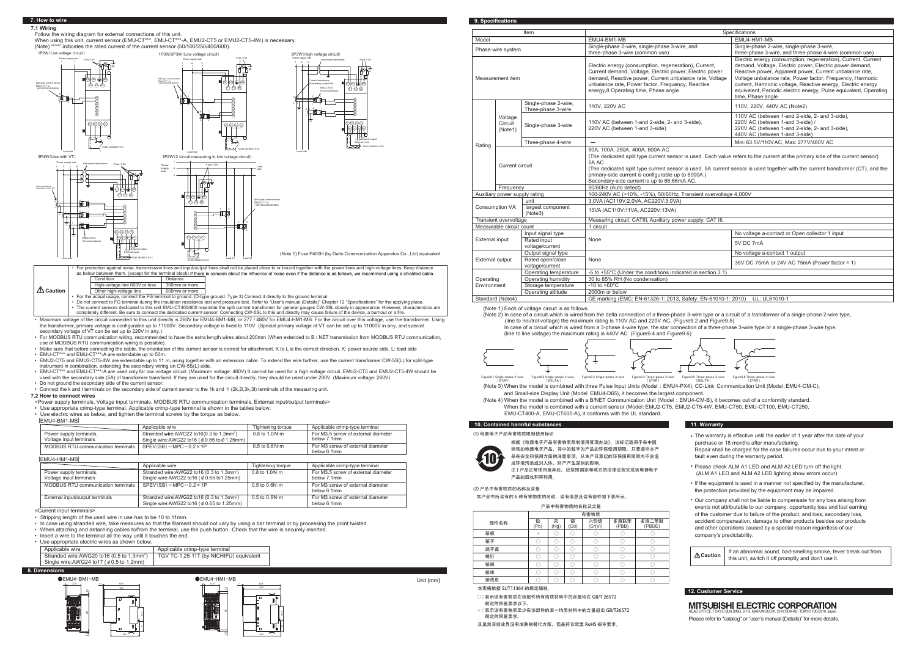## 7. How to wire

### 7.1 Wiring

Follow the wiring diagram for external connections of this unit.
When using this unit, current sensor (EMU-CT***, EMU-CT***-A, EMU2-CT5 or EMU2-CT5-4W) is necessary.
(Note) "***" indicates the rated current of the current sensor (50/100/250/400/600).

1P2W (Low voltage circuit)

1P3W/3P3W (Low voltage circuit)

3P3W (High voltage circuit)

3P4W (Use with VT)

1P2W (2 circuit measuring in low voltage circuit)

(Note 1) Fuse:P405H (by Daito Communication Apparatus Co., Ltd) equivalent

**⚠ Caution**

- For protection against noise, transmission lines and input/output lines shall not be placed close to or bound together with the power lines and high-voltage lines. Keep distance as below between them. (except for the terminal block) If there is concern about the influence of noise even if the distance is as follows, we recommend using a shielded cable.

| Condition | Distance |
|---|---|
| High-voltage line 600V or less | 300mm or more |
| Other high-voltage line | 600mm or more |

- For the actual usage, connect the FG terminal to ground. (D-type ground: Type 3) Connect it directly to the ground terminal.
- Do not connect to FG terminal during the insulation resistance test and pressure test. Refer to "User's manual (Details)" Chapter 12 "Specifications" for the applying place.
- The current sensors dedicated to this unit EMU-CT400/600 resemble the split current transformer for general gauges CW-5SL closely in appearance. However, characteristics are completely different. Be sure to connect the dedicated current sensor. Connecting CW-5SL to this unit directly may cause failure of the device, a burnout or a fire.

- Maximum voltage of the circuit connected to this unit directly is 260V for EMU4-BM1-MB, or 277 / 480V for EMU4-HM1-MB. For the circuit over this voltage, use the transformer. Using the transformer, primary voltage is configurable up to 11000V. Secondary voltage is fixed to 110V. (Special primary voltage of VT can be set up to 11000V in any, and special secondary voltage of VT can be set up to 220V in any.)
- For MODBUS RTU communication wiring, recommended to have the extra length wires about 200mm (When extended to B / NET transmission from MODBUS RTU communication, use of MODBUS RTU communication wiring is possible).
- Make sure that before connecting the cable, the orientation of the current sensor is correct for attachment. K to L is the correct direction. K: power source side, L: load side
- EMU-CT*** and EMU-CT***-A are extendable up to 50m.
- EMU2-CT5 and EMU2-CT5-4W are extendable up to 11 m, using together with an extension cable. To extend the wire further, use the current transformer CW-5S(L) for split-type instrument in combination, extending the secondary wiring on CW-5S(L) side.
- EMU-CT*** and EMU-CT***-A are used only for low voltage circuit. (Maximum voltage: 460V) It cannot be used for a high voltage circuit. EMU2-CT5 and EMU2-CT5-4W should be used with the secondary side (5A) of transformer transfixed. If they are used for the circuit directly, they should be used under 200V. (Maximum voltage: 260V)
- Do not ground the secondary side of the current sensor.
- Connect the k and l terminals on the secondary side of current sensor to the 1k and 1l (2k,2l,3k,3l) terminals of the measuring unit.

### 7.2 How to connect wires

<Power supply terminals, Voltage input terminals, MODBUS RTU communication terminals, External input/output terminals>

- Use appropriate crimp-type terminal. Applicable crimp-type terminal is shown in the tables below.
- Use electric wires as below, and tighten the terminal screws by the torque as below.

[EMU4-BM1-MB]

| | Applicable wire | Tightening torque | Applicable crimp-type terminal |
|---|---|---|---|
| Power supply terminals, Voltage input terminals | Stranded wire:AWG22 to16(0.3 to 1.3mm²) Single wire:AWG22 to16 (φ0.65 to φ1.25mm) | 0.8 to 1.0N·m | For M3.5 screw of external diameter below 7.1mm |
| MODBUS RTU communication terminals | SPEV(SB)−MPC−0.2×1P | 0.5 to 0.6N·m | For M3 screw of external diameter below 6.1mm |

[EMU4-HM1-MB]

| | Applicable wire | Tightening torque | Applicable crimp-type terminal |
|---|---|---|---|
| Power supply terminals, Voltage input terminals | Stranded wire:AWG22 to16 (0.3 to 1.3mm²) Single wire:AWG22 to16 (φ0.65 to 1.25mm) | 0.8 to 1.0N·m | For M3.5 screw of external diameter below 7.1mm |
| MODBUS RTU communication terminals | SPEV(SB)−MPC−0.2×1P | 0.5 to 0.6N·m | For M3 screw of external diameter below 6.1mm |
| External input/output terminals | Stranded wire:AWG22 to16 (0.3 to 1.3mm²) Single wire:AWG22 to16 (φ0.65 to 1.25mm) | 0.5 to 0.6N·m | For M3 screw of external diameter below 6.1mm |

<Current input terminals>

- Stripping length of the used wire in use has to be 10 to 11mm.
- In case using stranded wire, take measures so that the filament should not vary by using a bar terminal or by processing the point twisted.
- When attaching and detaching cables to/from the terminal, use the push button. Check that the wire is securely inserted.
- Insert a wire to the terminal all the way until it touches the end.
- Use appropriate electric wires as shown below.

| Applicable wire | Applicable crimp-type terminal |
|---|---|
| Stranded wire:AWG20 to16 (0.5 to 1.3mm²) Single wire:AWG24 to17 (φ0.5 to 1.2mm) | TGV TC-1.25-11T (by NICHIFU) equivalent |

## 8. Dimensions

●EMU4−BM1−MB

●EMU4−HM1−MB

Unit [mm]

## 9. Specifications

| Item | | | Specifications | |
|---|---|---|---|---|
| Model | | | EMU4-BM1-MB | EMU4-HM1-MB |
| Phase-wire system | | | Single-phase 2-wire, single-phase 3-wire, and three-phase 3-wire (common use) | Single-phase 2-wire, single-phase 3-wire, three-phase 3-wire, and three-phase 4-wire (common use) |
| Measurement item | | | Electric energy (consumption, regeneration), Current, Current demand, Voltage, Electric power, Electric power demand, Reactive power, Current unbalance rate, Voltage unbalance rate, Power factor, Frequency, Reactive energy,8 Operating time, Phase angle | Electric energy (consumption, regeneration), Current, Current demand, Voltage, Electric power, Electric power demand, Reactive power, Apparent power, Current unbalance rate, Voltage unbalance rate, Power factor, Harmonic current, Harmonic voltage, Reactive energy, Electric energy equivalent, Periodic electric energy, Pulse equivalent, Operating time, Phase angle |
| Rating | Voltage Circuit (Note1) | Single-phase 2-wire, Three-phase 3-wire | 110V, 220V AC | 110V, 220V, 440V AC (Note2) |
| | | Single-phase 3-wire | 110V AC (between 1-and 2-side, 2- and 3-side), 220V AC (between 1-and 3-side) | 110V AC (between 1-and 2-side, 2- and 3-side), 220V AC (between 1-and 3-side) / 220V AC (between 1-and 2-side, 2- and 3-side), 440V AC (between 1-and 3-side) |
| | | Three-phase 4-wire | — | Min: 63.5V/110VAC, Max: 277V/480V AC |
| | Current circuit | | 50A, 100A, 250A, 400A, 600A AC (The dedicated split type current sensor is used. Each value refers to the current at the primary side of the current sensor) 5A AC (The dedicated split type current sensor is used. 5A current sensor is used together with the current transformer (CT), and the primary-side current is configurable up to 6000A.) Secondary-side current is up to 66.66mA AC. | |
| | Frequency | | 50/60Hz (Auto detect) | |
| Auxiliary power supply rating | | | 100-240V AC (+10%, -15%), 50/60Hz, Transient overvoltage 4,000V | |
| Consumption VA | unit | | 3.0VA (AC110V:2.0VA, AC220V:3.0VA) | |
| | largest component (Note3) | | 13VA (AC110V:11VA, AC220V:13VA) | |
| Transient overvoltage | | | Measuring circuit: CATIII, Auxiliary power supply: CAT III. | |
| Measurable circuit count | | | 1 circuit | |
| External input | Input signal type | | None | No voltage a-contact or Open collector 1 input |
| | Rated input voltage/current | | | 5V DC 7mA |
| External output | Output signal type | | None | No voltage a-contact 1 output |
| | Rated open/close voltage/current | | | 35V DC 75mA or 24V AC 75mA (Power factor = 1) |
| Operating Environment | Operating temperature | | -5 to +55°C (Under the conditions indicated in section 3.1) | |
| | Operating humidity | | 30 to 85% RH (No condensation) | |
| | Storage temperature | | -10 to +60°C | |
| | Operating altitude | | 2000m or below | |
| Standard (Note4) | | | CE marking (EMC: EN-61326-1: 2013, Safety: EN-61010-1: 2010) UL: UL61010-1 | |

(Note 1) Each of voltage circuit is as follows.
(Note 2) In case of a circuit which is wired from the delta connection of a three-phase 3-wire type or a circuit of a transformer of a single-phase 2-wire type, (line to neutral voltage) the maximum rating is 110V AC and 220V AC. (Figure9.2 and Figure9.5)
In case of a circuit which is wired from a 3-phase 4-wire type, the star connection of a three-phase 3-wire type or a single-phase 3-wire type, (line to line voltage) the maximum rating is 440V AC. (Figure9.4 and Figure9.6)

Figure9.1 Single-phase 2-wire (STAR) Figure9.2 Single-phase 2-wire (DELTA) Figure9.3 Single-phase 3-wire Figure9.4 Three-phase 3-wire (STAR) Figure9.5 Three-phase 3-wire (DELTA) Figure9.6 Three-phase 4-wire (STAR)

(Note 3) When the model is combined with three Pulse Input Units (Model：EMU4-PX4), CC-Link Communication Unit (Model:EMU4-CM-C), and Small-size Display Unit (Model:EMU4-D65), it becomes the largest component.
(Note 4) When the model is combined with a B/NET Communication Unit (Model：EMU4-CM-B), it becomes out of a conformity standard. When the model is combined with a current sensor (Model:EMU2-CT5, EMU2-CT5-4W, EMU-CT50, EMU-CT100, EMU-CT250, EMU-CT400-A, EMU-CT600-A), it conforms with the UL standard.

## 10. Contained harmful substances

(1) 电器电子产品有害物质限制使用标识

根据《电器电子产品有害物质限制使用管理办法》，该标记适用于在中国销售的电器电子产品，其中的数字为产品的环保使用期限。只要遵守本产品在安全和使用方面的注意事项，从生产日算起的环保使用期限内不会造成环境污染或对人体、财产产生深刻的影响。
注）产品正常使用废弃后，应按照国家和地方的法律法规完成该电器电子产品的回收和再利用。

(2) 产品中有害物质的名称及含量

本产品中所含有的 6 种有害物质的名称、含有信息及含有部件如下表所示。

产品中有害物质的名称及含量

| 部件名称 | 有害物质 | | | | | |
|---|---|---|---|---|---|---|
| | 铅 (Pb) | 汞 (Hg) | 镉 (Cd) | 六价铬 (Cr(VI)) | 多溴联苯 (PBB) | 多溴二苯醚 (PBDE) |
| 基板 | × | ○ | ○ | ○ | ○ | ○ |
| 箱子 | ○ | ○ | ○ | ○ | ○ | ○ |
| 端子盖 | ○ | ○ | ○ | ○ | ○ | ○ |
| 螺钉 | ○ | ○ | ○ | ○ | ○ | ○ |
| 铭牌 | ○ | ○ | ○ | ○ | ○ | ○ |
| 接线 | ○ | ○ | ○ | ○ | ○ | ○ |
| 接线皮 | ○ | ○ | ○ | ○ | ○ | ○ |

本表格依据 SJ/T11364 的规定编制。
○：表示该有害物质在该部件所有均质材料中的含量均在 GB/T 26572 规定的限量要求以下。
×：表示该有害物质至少在该部件的某一均质材料中的含量超出 GB/T26572 规定的限量要求。
且虽然目前业界没有成熟的替代方案，但是符合欧盟 RoHS 指令要求。

## 11. Warranty

- The warranty is effective until the earlier of 1 year after the date of your purchase or 18 months after manufacturing.
Repair shall be charged for the case failures occur due to your intent or fault even during the warranty period.
- Please check ALM A1 LED and ALM A2 LED turn off the light. (ALM A1 LED and ALM A2 LED lighting show errors occur)
- If the equipment is used in a manner not specified by the manufacturer, the protection provided by the equipment may be impaired.
- Our company shall not be liable to compensate for any loss arising from events not attributable to our company, opportunity loss and lost earning of the customer due to failure of the product, and loss, secondary loss, accident compensation, damage to other products besides our products and other operations caused by a special reason regardless of our company's predictability.

**⚠ Caution** If an abnormal sound, bad-smelling smoke, fever break out from this unit, switch it off promptly and don't use it.

## 12. Customer Service

**MITSUBISHI ELECTRIC CORPORATION**
HEAD OFFICE: TOKYO BUILDING, 2-7-3, MARUNOUCHI, CHIYODA-KU, TOKYO 100-8310, Japan

Please refer to "catalog" or "user's manual (Details)" for more details.